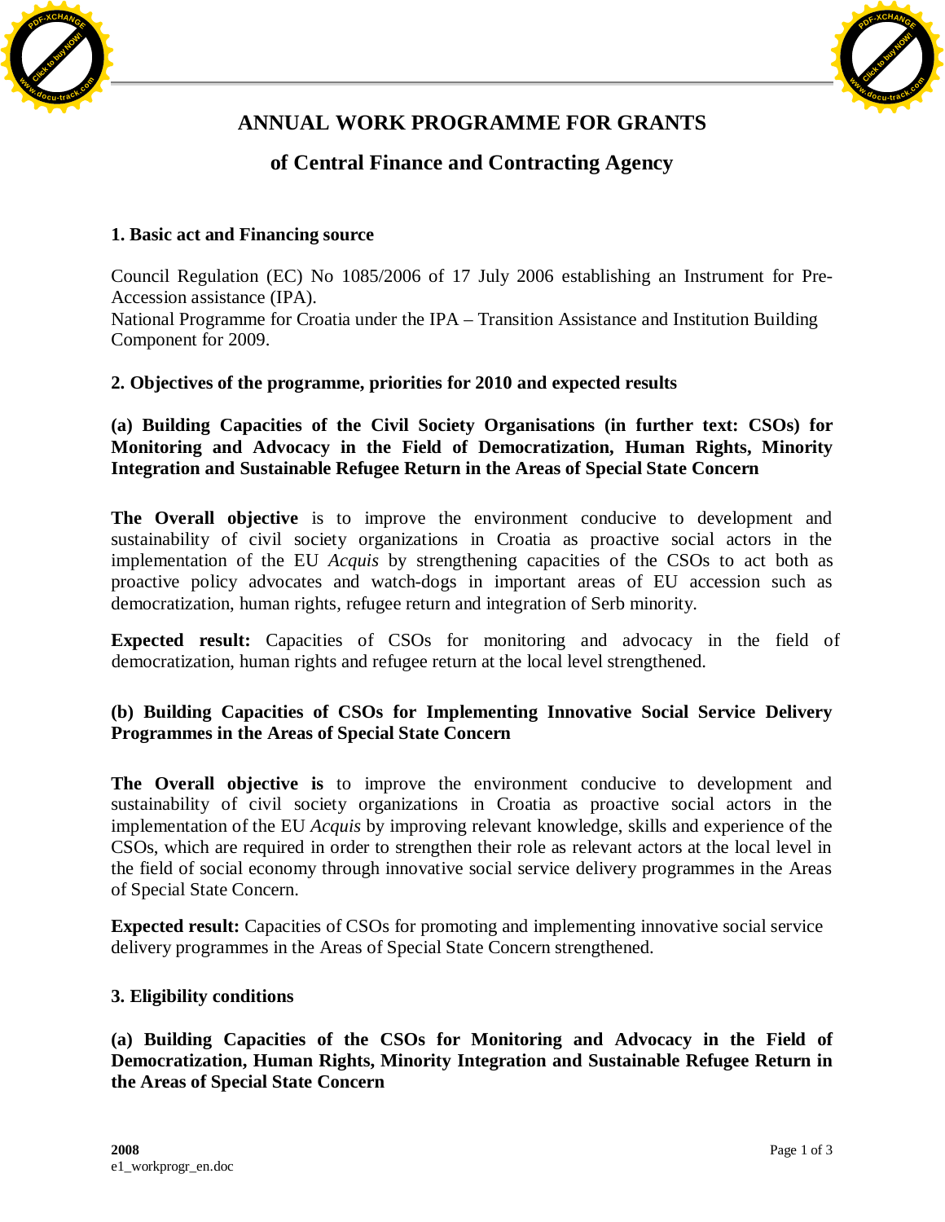# ANNUAL WORK PROGRAMME FOR GRANTS

## of Central Finance and Contracting Agency

### 1. Basic act and Financing source

Council Regulation (EC) No 1085/2006 of 17 July 2006 establishing an Instrument for Pre-Accession assistance (IPA).
National Programme for Croatia under the IPA – Transition Assistance and Institution Building Component for 2009.

### 2. Objectives of the programme, priorities for 2010 and expected results

**(a) Building Capacities of the Civil Society Organisations (in further text: CSOs) for Monitoring and Advocacy in the Field of Democratization, Human Rights, Minority Integration and Sustainable Refugee Return in the Areas of Special State Concern**

**The Overall objective** is to improve the environment conducive to development and sustainability of civil society organizations in Croatia as proactive social actors in the implementation of the EU *Acquis* by strengthening capacities of the CSOs to act both as proactive policy advocates and watch-dogs in important areas of EU accession such as democratization, human rights, refugee return and integration of Serb minority.

**Expected result:** Capacities of CSOs for monitoring and advocacy in the field of democratization, human rights and refugee return at the local level strengthened.

**(b) Building Capacities of CSOs for Implementing Innovative Social Service Delivery Programmes in the Areas of Special State Concern**

**The Overall objective is** to improve the environment conducive to development and sustainability of civil society organizations in Croatia as proactive social actors in the implementation of the EU *Acquis* by improving relevant knowledge, skills and experience of the CSOs, which are required in order to strengthen their role as relevant actors at the local level in the field of social economy through innovative social service delivery programmes in the Areas of Special State Concern.

**Expected result:** Capacities of CSOs for promoting and implementing innovative social service delivery programmes in the Areas of Special State Concern strengthened.

### 3. Eligibility conditions

**(a) Building Capacities of the CSOs for Monitoring and Advocacy in the Field of Democratization, Human Rights, Minority Integration and Sustainable Refugee Return in the Areas of Special State Concern**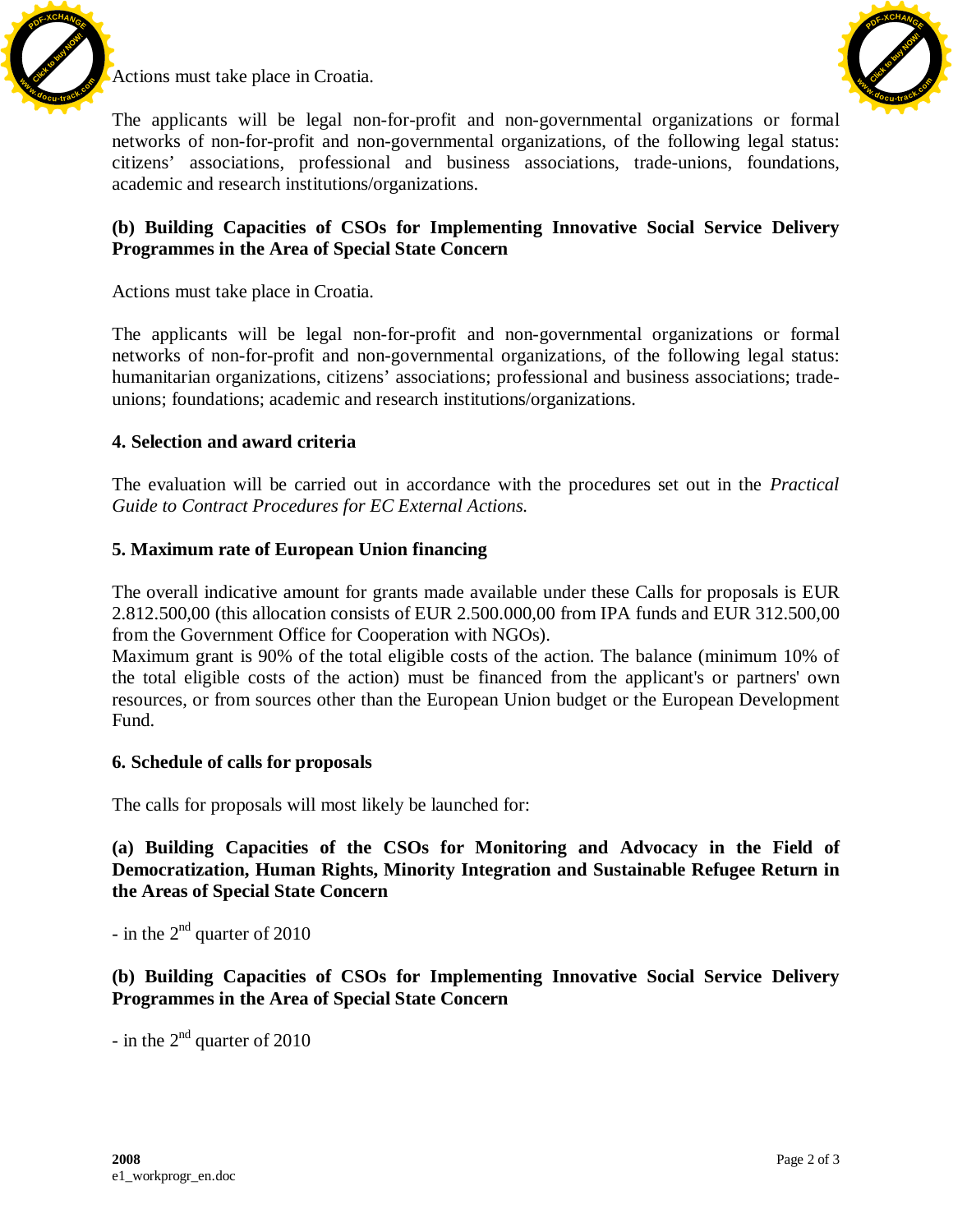Actions must take place in Croatia.

The applicants will be legal non-for-profit and non-governmental organizations or formal networks of non-for-profit and non-governmental organizations, of the following legal status: citizens' associations, professional and business associations, trade-unions, foundations, academic and research institutions/organizations.

**(b) Building Capacities of CSOs for Implementing Innovative Social Service Delivery Programmes in the Area of Special State Concern**

Actions must take place in Croatia.

The applicants will be legal non-for-profit and non-governmental organizations or formal networks of non-for-profit and non-governmental organizations, of the following legal status: humanitarian organizations, citizens' associations; professional and business associations; trade-unions; foundations; academic and research institutions/organizations.

**4. Selection and award criteria**

The evaluation will be carried out in accordance with the procedures set out in the *Practical Guide to Contract Procedures for EC External Actions.*

**5. Maximum rate of European Union financing**

The overall indicative amount for grants made available under these Calls for proposals is EUR 2.812.500,00 (this allocation consists of EUR 2.500.000,00 from IPA funds and EUR 312.500,00 from the Government Office for Cooperation with NGOs).
Maximum grant is 90% of the total eligible costs of the action. The balance (minimum 10% of the total eligible costs of the action) must be financed from the applicant's or partners' own resources, or from sources other than the European Union budget or the European Development Fund.

**6. Schedule of calls for proposals**

The calls for proposals will most likely be launched for:

**(a) Building Capacities of the CSOs for Monitoring and Advocacy in the Field of Democratization, Human Rights, Minority Integration and Sustainable Refugee Return in the Areas of Special State Concern**

- in the 2nd quarter of 2010

**(b) Building Capacities of CSOs for Implementing Innovative Social Service Delivery Programmes in the Area of Special State Concern**

- in the 2nd quarter of 2010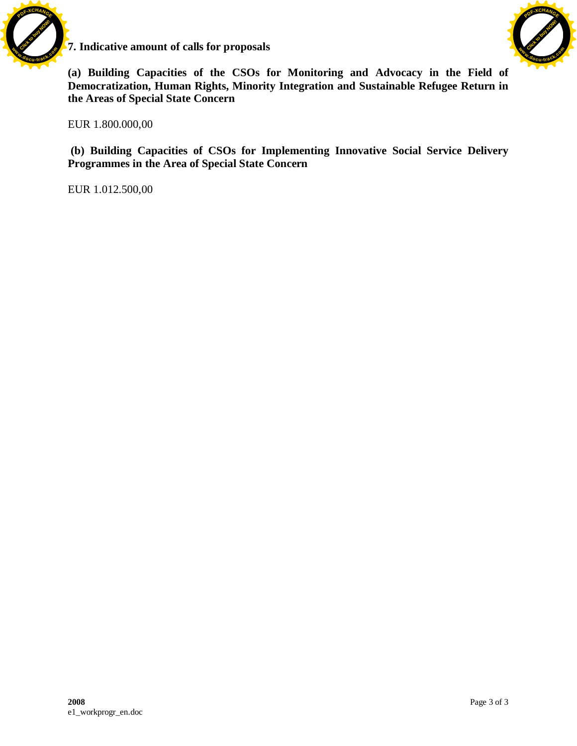**7. Indicative amount of calls for proposals**

**(a) Building Capacities of the CSOs for Monitoring and Advocacy in the Field of Democratization, Human Rights, Minority Integration and Sustainable Refugee Return in the Areas of Special State Concern**

EUR 1.800.000,00

**(b) Building Capacities of CSOs for Implementing Innovative Social Service Delivery Programmes in the Area of Special State Concern**

EUR 1.012.500,00